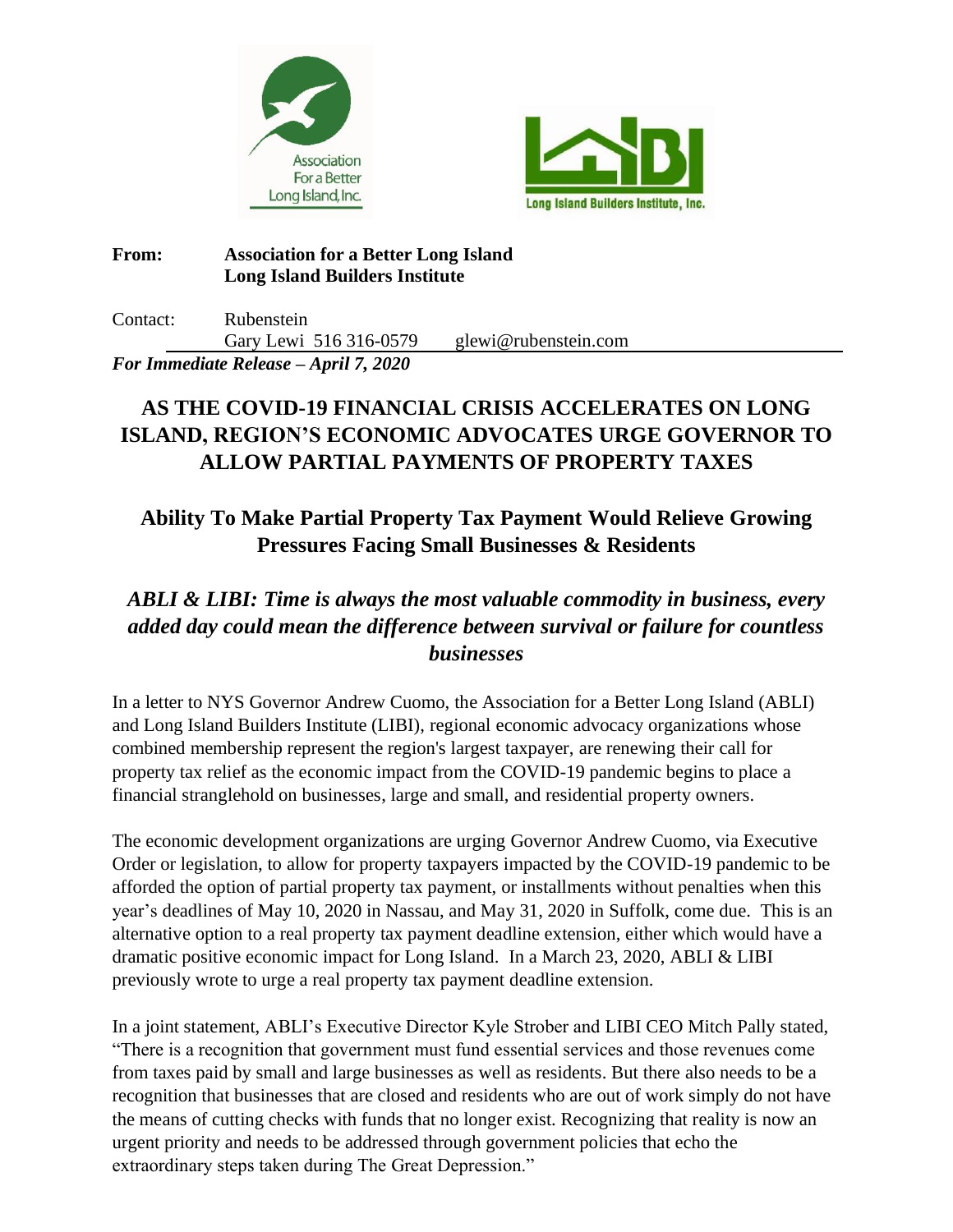Association For a Better Long Island, Inc.

Long Island Builders Institute, Inc.

**From:** **Association for a Better Long Island**
**Long Island Builders Institute**

Contact: Rubenstein
Gary Lewi 516 316-0579 glewi@rubenstein.com

***For Immediate Release – April 7, 2020***

# AS THE COVID-19 FINANCIAL CRISIS ACCELERATES ON LONG ISLAND, REGION'S ECONOMIC ADVOCATES URGE GOVERNOR TO ALLOW PARTIAL PAYMENTS OF PROPERTY TAXES

## Ability To Make Partial Property Tax Payment Would Relieve Growing Pressures Facing Small Businesses & Residents

### *ABLI & LIBI: Time is always the most valuable commodity in business, every added day could mean the difference between survival or failure for countless businesses*

In a letter to NYS Governor Andrew Cuomo, the Association for a Better Long Island (ABLI) and Long Island Builders Institute (LIBI), regional economic advocacy organizations whose combined membership represent the region's largest taxpayer, are renewing their call for property tax relief as the economic impact from the COVID-19 pandemic begins to place a financial stranglehold on businesses, large and small, and residential property owners.

The economic development organizations are urging Governor Andrew Cuomo, via Executive Order or legislation, to allow for property taxpayers impacted by the COVID-19 pandemic to be afforded the option of partial property tax payment, or installments without penalties when this year's deadlines of May 10, 2020 in Nassau, and May 31, 2020 in Suffolk, come due. This is an alternative option to a real property tax payment deadline extension, either which would have a dramatic positive economic impact for Long Island. In a March 23, 2020, ABLI & LIBI previously wrote to urge a real property tax payment deadline extension.

In a joint statement, ABLI's Executive Director Kyle Strober and LIBI CEO Mitch Pally stated, "There is a recognition that government must fund essential services and those revenues come from taxes paid by small and large businesses as well as residents. But there also needs to be a recognition that businesses that are closed and residents who are out of work simply do not have the means of cutting checks with funds that no longer exist. Recognizing that reality is now an urgent priority and needs to be addressed through government policies that echo the extraordinary steps taken during The Great Depression."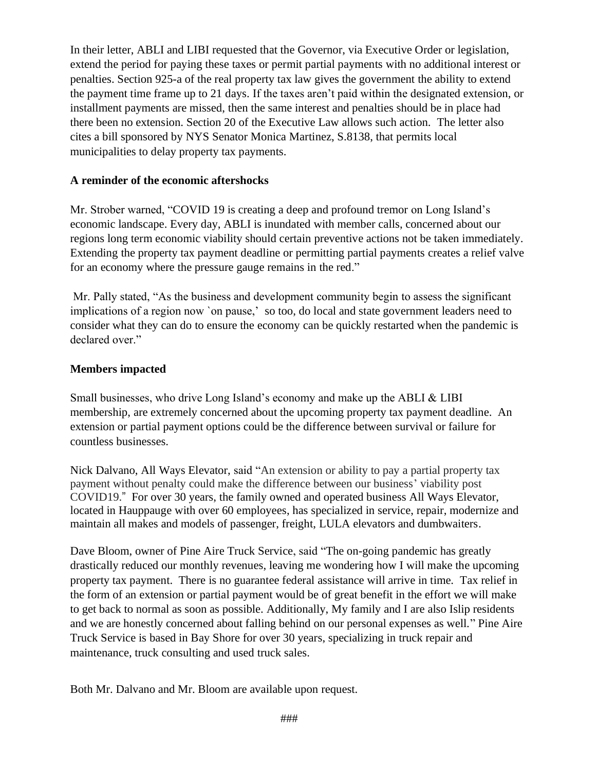In their letter, ABLI and LIBI requested that the Governor, via Executive Order or legislation, extend the period for paying these taxes or permit partial payments with no additional interest or penalties. Section 925-a of the real property tax law gives the government the ability to extend the payment time frame up to 21 days. If the taxes aren't paid within the designated extension, or installment payments are missed, then the same interest and penalties should be in place had there been no extension. Section 20 of the Executive Law allows such action. The letter also cites a bill sponsored by NYS Senator Monica Martinez, S.8138, that permits local municipalities to delay property tax payments.

**A reminder of the economic aftershocks**

Mr. Strober warned, "COVID 19 is creating a deep and profound tremor on Long Island's economic landscape. Every day, ABLI is inundated with member calls, concerned about our regions long term economic viability should certain preventive actions not be taken immediately. Extending the property tax payment deadline or permitting partial payments creates a relief valve for an economy where the pressure gauge remains in the red."

Mr. Pally stated, "As the business and development community begin to assess the significant implications of a region now `on pause,' so too, do local and state government leaders need to consider what they can do to ensure the economy can be quickly restarted when the pandemic is declared over."

**Members impacted**

Small businesses, who drive Long Island's economy and make up the ABLI & LIBI membership, are extremely concerned about the upcoming property tax payment deadline. An extension or partial payment options could be the difference between survival or failure for countless businesses.

Nick Dalvano, All Ways Elevator, said "An extension or ability to pay a partial property tax payment without penalty could make the difference between our business' viability post COVID19." For over 30 years, the family owned and operated business All Ways Elevator, located in Hauppauge with over 60 employees, has specialized in service, repair, modernize and maintain all makes and models of passenger, freight, LULA elevators and dumbwaiters.

Dave Bloom, owner of Pine Aire Truck Service, said "The on-going pandemic has greatly drastically reduced our monthly revenues, leaving me wondering how I will make the upcoming property tax payment. There is no guarantee federal assistance will arrive in time. Tax relief in the form of an extension or partial payment would be of great benefit in the effort we will make to get back to normal as soon as possible. Additionally, My family and I are also Islip residents and we are honestly concerned about falling behind on our personal expenses as well." Pine Aire Truck Service is based in Bay Shore for over 30 years, specializing in truck repair and maintenance, truck consulting and used truck sales.

Both Mr. Dalvano and Mr. Bloom are available upon request.

###